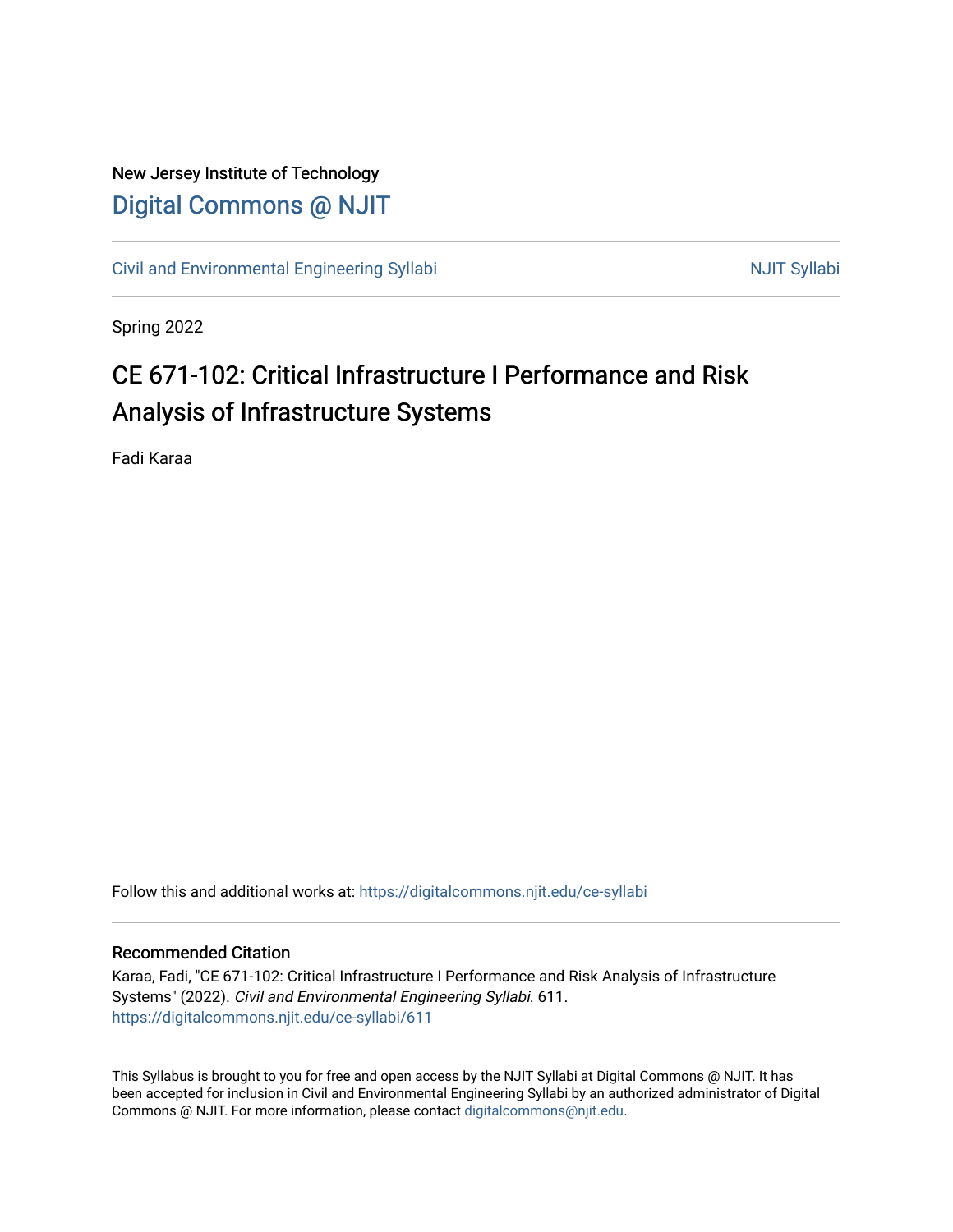New Jersey Institute of Technology

# Digital Commons @ NJIT

Civil and Environmental Engineering Syllabi | NJIT Syllabi

Spring 2022

## CE 671-102: Critical Infrastructure I Performance and Risk Analysis of Infrastructure Systems

Fadi Karaa

Follow this and additional works at: https://digitalcommons.njit.edu/ce-syllabi

### Recommended Citation

Karaa, Fadi, "CE 671-102: Critical Infrastructure I Performance and Risk Analysis of Infrastructure Systems" (2022). *Civil and Environmental Engineering Syllabi*. 611.
https://digitalcommons.njit.edu/ce-syllabi/611

This Syllabus is brought to you for free and open access by the NJIT Syllabi at Digital Commons @ NJIT. It has been accepted for inclusion in Civil and Environmental Engineering Syllabi by an authorized administrator of Digital Commons @ NJIT. For more information, please contact digitalcommons@njit.edu.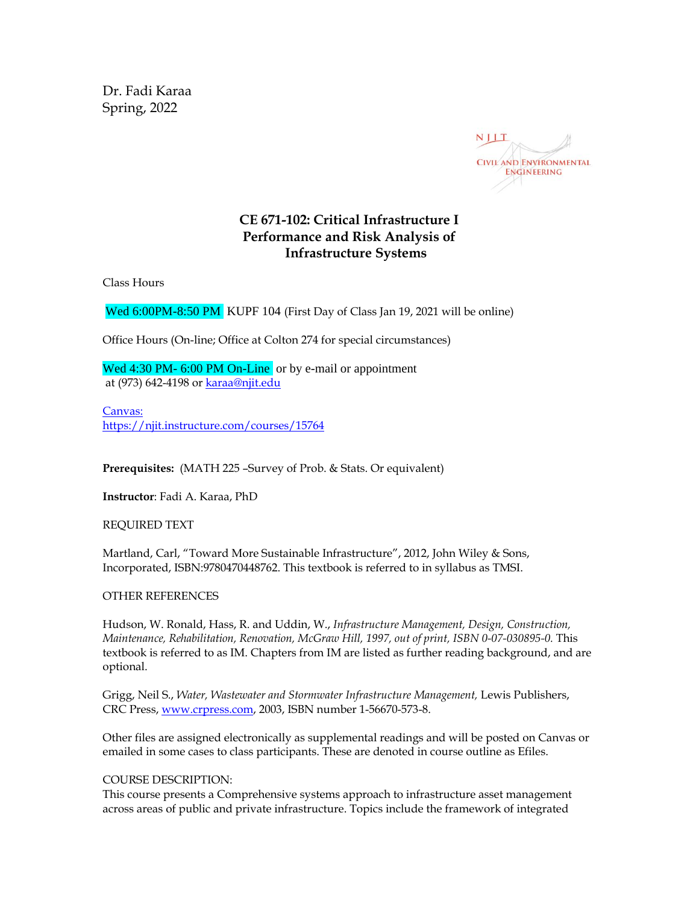Dr. Fadi Karaa
Spring, 2022

NJIT CIVIL AND ENVIRONMENTAL ENGINEERING

## CE 671-102: Critical Infrastructure I
## Performance and Risk Analysis of Infrastructure Systems

Class Hours

Wed 6:00PM-8:50 PM KUPF 104 (First Day of Class Jan 19, 2021 will be online)

Office Hours (On-line; Office at Colton 274 for special circumstances)

Wed 4:30 PM- 6:00 PM On-Line or by e-mail or appointment
at (973) 642-4198 or karaa@njit.edu

Canvas:
https://njit.instructure.com/courses/15764

**Prerequisites:** (MATH 225 –Survey of Prob. & Stats. Or equivalent)

**Instructor**: Fadi A. Karaa, PhD

REQUIRED TEXT

Martland, Carl, "Toward More Sustainable Infrastructure", 2012, John Wiley & Sons, Incorporated, ISBN:9780470448762. This textbook is referred to in syllabus as TMSI.

OTHER REFERENCES

Hudson, W. Ronald, Hass, R. and Uddin, W., *Infrastructure Management, Design, Construction, Maintenance, Rehabilitation, Renovation, McGraw Hill, 1997, out of print, ISBN 0-07-030895-0.* This textbook is referred to as IM. Chapters from IM are listed as further reading background, and are optional.

Grigg, Neil S., *Water, Wastewater and Stormwater Infrastructure Management,* Lewis Publishers, CRC Press, www.crpress.com, 2003, ISBN number 1-56670-573-8.

Other files are assigned electronically as supplemental readings and will be posted on Canvas or emailed in some cases to class participants. These are denoted in course outline as Efiles.

COURSE DESCRIPTION:
This course presents a Comprehensive systems approach to infrastructure asset management across areas of public and private infrastructure. Topics include the framework of integrated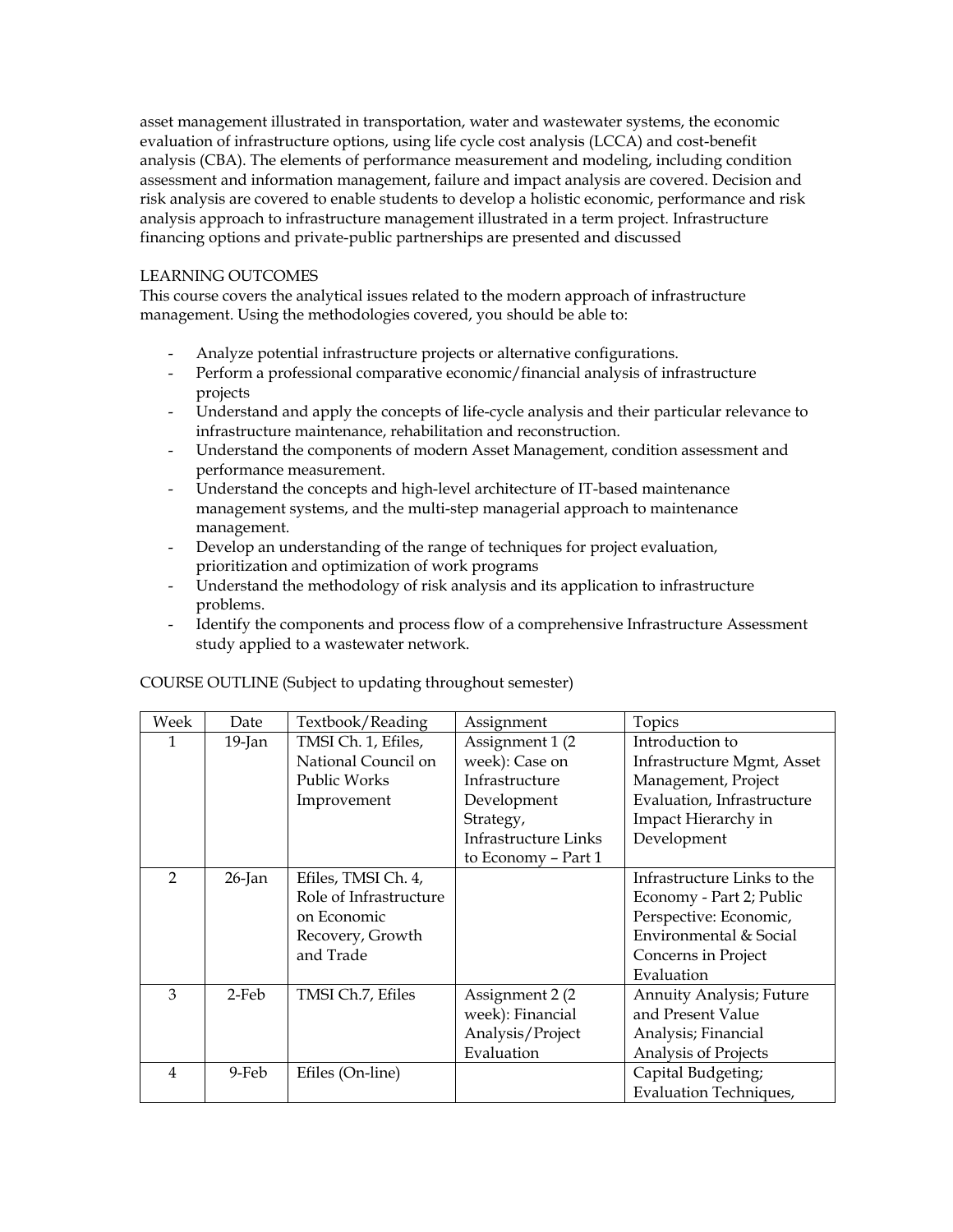asset management illustrated in transportation, water and wastewater systems, the economic evaluation of infrastructure options, using life cycle cost analysis (LCCA) and cost-benefit analysis (CBA). The elements of performance measurement and modeling, including condition assessment and information management, failure and impact analysis are covered. Decision and risk analysis are covered to enable students to develop a holistic economic, performance and risk analysis approach to infrastructure management illustrated in a term project. Infrastructure financing options and private-public partnerships are presented and discussed

LEARNING OUTCOMES

This course covers the analytical issues related to the modern approach of infrastructure management. Using the methodologies covered, you should be able to:

- Analyze potential infrastructure projects or alternative configurations.
- Perform a professional comparative economic/financial analysis of infrastructure projects
- Understand and apply the concepts of life-cycle analysis and their particular relevance to infrastructure maintenance, rehabilitation and reconstruction.
- Understand the components of modern Asset Management, condition assessment and performance measurement.
- Understand the concepts and high-level architecture of IT-based maintenance management systems, and the multi-step managerial approach to maintenance management.
- Develop an understanding of the range of techniques for project evaluation, prioritization and optimization of work programs
- Understand the methodology of risk analysis and its application to infrastructure problems.
- Identify the components and process flow of a comprehensive Infrastructure Assessment study applied to a wastewater network.

COURSE OUTLINE (Subject to updating throughout semester)

| Week | Date | Textbook/Reading | Assignment | Topics |
|---|---|---|---|---|
| 1 | 19-Jan | TMSI Ch. 1, Efiles, National Council on Public Works Improvement | Assignment 1 (2 week): Case on Infrastructure Development Strategy, Infrastructure Links to Economy – Part 1 | Introduction to Infrastructure Mgmt, Asset Management, Project Evaluation, Infrastructure Impact Hierarchy in Development |
| 2 | 26-Jan | Efiles, TMSI Ch. 4, Role of Infrastructure on Economic Recovery, Growth and Trade | | Infrastructure Links to the Economy - Part 2; Public Perspective: Economic, Environmental & Social Concerns in Project Evaluation |
| 3 | 2-Feb | TMSI Ch.7, Efiles | Assignment 2 (2 week): Financial Analysis/Project Evaluation | Annuity Analysis; Future and Present Value Analysis; Financial Analysis of Projects |
| 4 | 9-Feb | Efiles (On-line) | | Capital Budgeting; Evaluation Techniques, |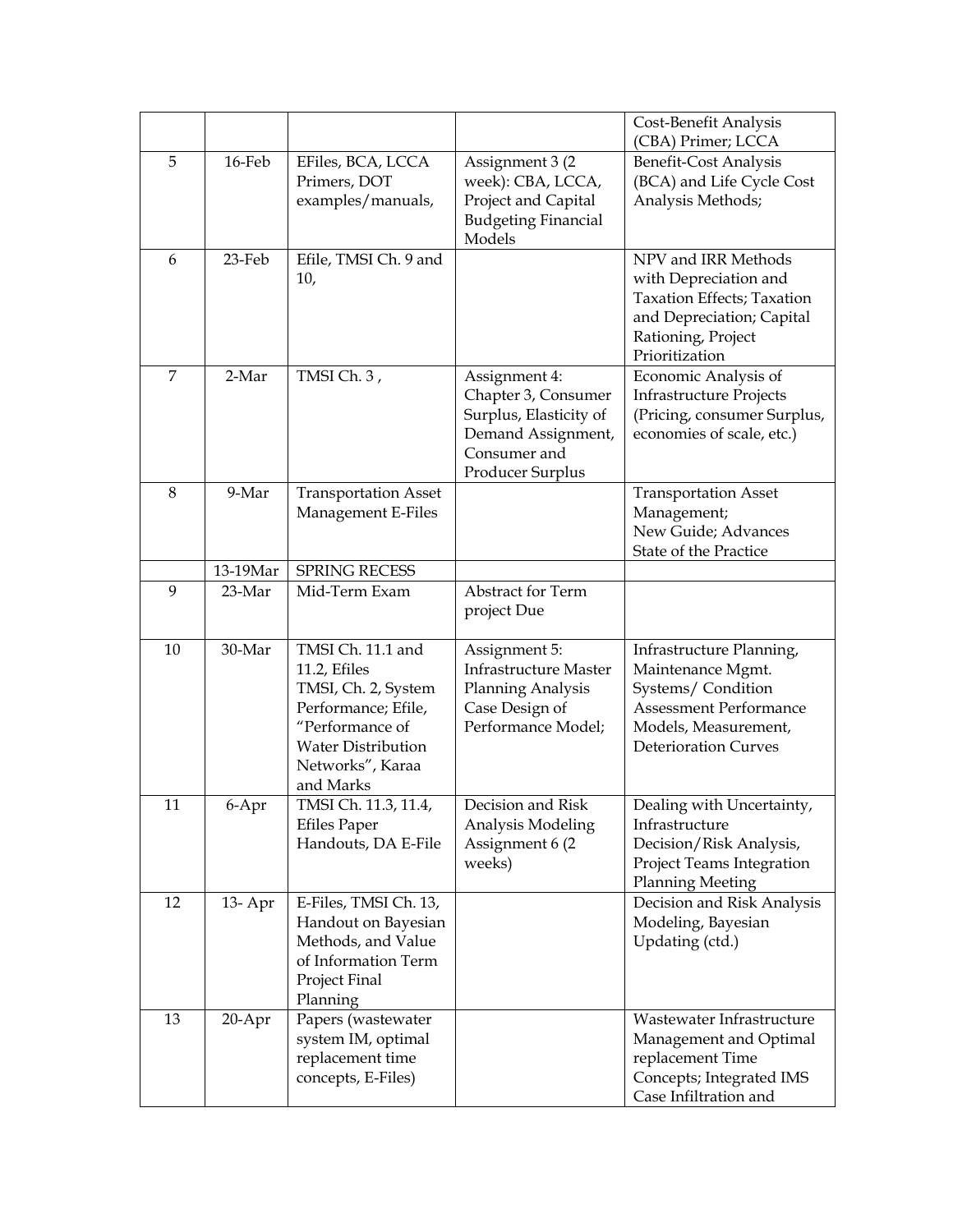| | | | | Cost-Benefit Analysis (CBA) Primer; LCCA |
|---|---|---|---|---|
| 5 | 16-Feb | EFiles, BCA, LCCA Primers, DOT examples/manuals, | Assignment 3 (2 week): CBA, LCCA, Project and Capital Budgeting Financial Models | Benefit-Cost Analysis (BCA) and Life Cycle Cost Analysis Methods; |
| 6 | 23-Feb | Efile, TMSI Ch. 9 and 10, | | NPV and IRR Methods with Depreciation and Taxation Effects; Taxation and Depreciation; Capital Rationing, Project Prioritization |
| 7 | 2-Mar | TMSI Ch. 3 , | Assignment 4: Chapter 3, Consumer Surplus, Elasticity of Demand Assignment, Consumer and Producer Surplus | Economic Analysis of Infrastructure Projects (Pricing, consumer Surplus, economies of scale, etc.) |
| 8 | 9-Mar | Transportation Asset Management E-Files | | Transportation Asset Management; New Guide; Advances State of the Practice |
| | 13-19Mar | SPRING RECESS | | |
| 9 | 23-Mar | Mid-Term Exam | Abstract for Term project Due | |
| 10 | 30-Mar | TMSI Ch. 11.1 and 11.2, Efiles TMSI, Ch. 2, System Performance; Efile, "Performance of Water Distribution Networks", Karaa and Marks | Assignment 5: Infrastructure Master Planning Analysis Case Design of Performance Model; | Infrastructure Planning, Maintenance Mgmt. Systems/ Condition Assessment Performance Models, Measurement, Deterioration Curves |
| 11 | 6-Apr | TMSI Ch. 11.3, 11.4, Efiles Paper Handouts, DA E-File | Decision and Risk Analysis Modeling Assignment 6 (2 weeks) | Dealing with Uncertainty, Infrastructure Decision/Risk Analysis, Project Teams Integration Planning Meeting |
| 12 | 13- Apr | E-Files, TMSI Ch. 13, Handout on Bayesian Methods, and Value of Information Term Project Final Planning | | Decision and Risk Analysis Modeling, Bayesian Updating (ctd.) |
| 13 | 20-Apr | Papers (wastewater system IM, optimal replacement time concepts, E-Files) | | Wastewater Infrastructure Management and Optimal replacement Time Concepts; Integrated IMS Case Infiltration and |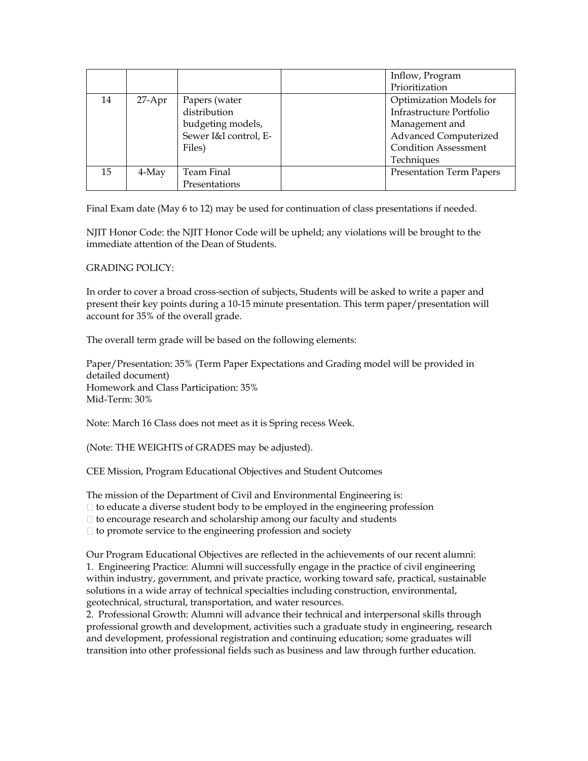| | | | | Inflow, Program Prioritization |
|---|---|---|---|---|
| 14 | 27-Apr | Papers (water distribution budgeting models, Sewer I&I control, E-Files) | | Optimization Models for Infrastructure Portfolio Management and Advanced Computerized Condition Assessment Techniques |
| 15 | 4-May | Team Final Presentations | | Presentation Term Papers |

Final Exam date (May 6 to 12) may be used for continuation of class presentations if needed.

NJIT Honor Code: the NJIT Honor Code will be upheld; any violations will be brought to the immediate attention of the Dean of Students.

GRADING POLICY:

In order to cover a broad cross-section of subjects, Students will be asked to write a paper and present their key points during a 10-15 minute presentation. This term paper/presentation will account for 35% of the overall grade.

The overall term grade will be based on the following elements:

Paper/Presentation: 35% (Term Paper Expectations and Grading model will be provided in detailed document)
Homework and Class Participation: 35%
Mid-Term: 30%

Note: March 16 Class does not meet as it is Spring recess Week.

(Note: THE WEIGHTS of GRADES may be adjusted).

CEE Mission, Program Educational Objectives and Student Outcomes

The mission of the Department of Civil and Environmental Engineering is:

- to educate a diverse student body to be employed in the engineering profession
- to encourage research and scholarship among our faculty and students
- to promote service to the engineering profession and society

Our Program Educational Objectives are reflected in the achievements of our recent alumni:

1. Engineering Practice: Alumni will successfully engage in the practice of civil engineering within industry, government, and private practice, working toward safe, practical, sustainable solutions in a wide array of technical specialties including construction, environmental, geotechnical, structural, transportation, and water resources.
2. Professional Growth: Alumni will advance their technical and interpersonal skills through professional growth and development, activities such a graduate study in engineering, research and development, professional registration and continuing education; some graduates will transition into other professional fields such as business and law through further education.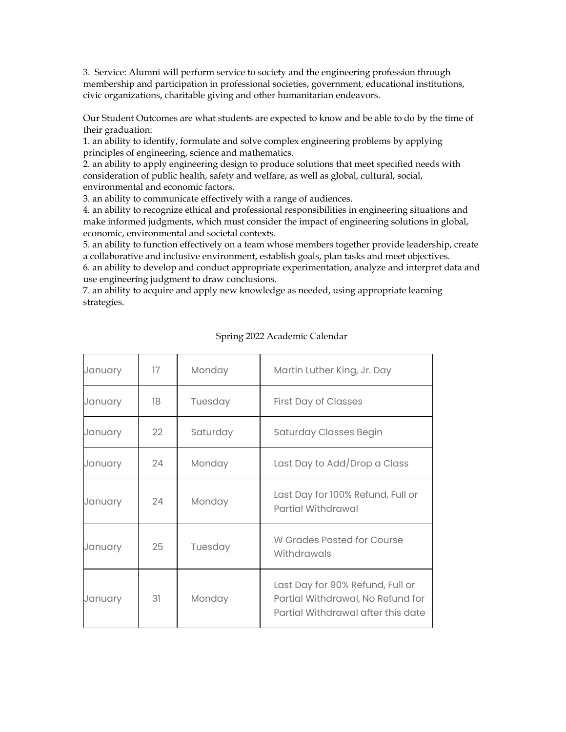3. Service: Alumni will perform service to society and the engineering profession through membership and participation in professional societies, government, educational institutions, civic organizations, charitable giving and other humanitarian endeavors.

Our Student Outcomes are what students are expected to know and be able to do by the time of their graduation:

1. an ability to identify, formulate and solve complex engineering problems by applying principles of engineering, science and mathematics.
2. an ability to apply engineering design to produce solutions that meet specified needs with consideration of public health, safety and welfare, as well as global, cultural, social, environmental and economic factors.
3. an ability to communicate effectively with a range of audiences.
4. an ability to recognize ethical and professional responsibilities in engineering situations and make informed judgments, which must consider the impact of engineering solutions in global, economic, environmental and societal contexts.
5. an ability to function effectively on a team whose members together provide leadership, create a collaborative and inclusive environment, establish goals, plan tasks and meet objectives.
6. an ability to develop and conduct appropriate experimentation, analyze and interpret data and use engineering judgment to draw conclusions.
7. an ability to acquire and apply new knowledge as needed, using appropriate learning strategies.

Spring 2022 Academic Calendar

| | | | |
|---|---|---|---|
| January | 17 | Monday | Martin Luther King, Jr. Day |
| January | 18 | Tuesday | First Day of Classes |
| January | 22 | Saturday | Saturday Classes Begin |
| January | 24 | Monday | Last Day to Add/Drop a Class |
| January | 24 | Monday | Last Day for 100% Refund, Full or Partial Withdrawal |
| January | 25 | Tuesday | W Grades Posted for Course Withdrawals |
| January | 31 | Monday | Last Day for 90% Refund, Full or Partial Withdrawal, No Refund for Partial Withdrawal after this date |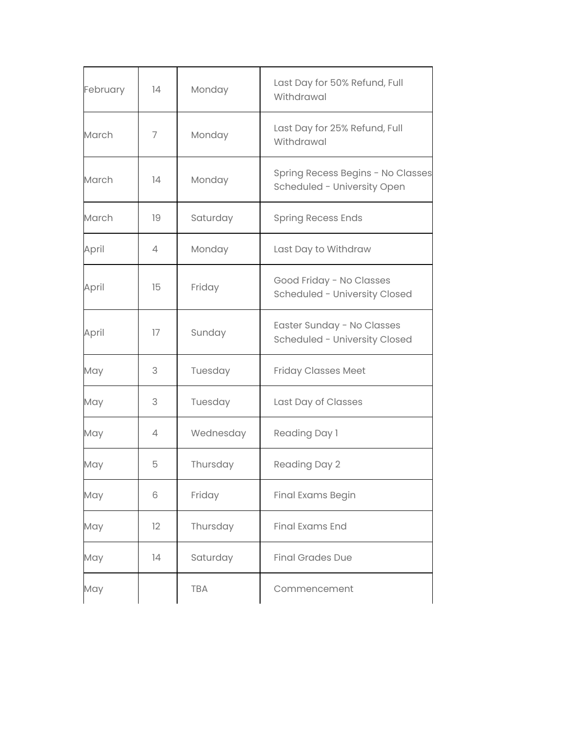| | | | |
|---|---|---|---|
| February | 14 | Monday | Last Day for 50% Refund, Full Withdrawal |
| March | 7 | Monday | Last Day for 25% Refund, Full Withdrawal |
| March | 14 | Monday | Spring Recess Begins - No Classes Scheduled - University Open |
| March | 19 | Saturday | Spring Recess Ends |
| April | 4 | Monday | Last Day to Withdraw |
| April | 15 | Friday | Good Friday - No Classes Scheduled - University Closed |
| April | 17 | Sunday | Easter Sunday - No Classes Scheduled - University Closed |
| May | 3 | Tuesday | Friday Classes Meet |
| May | 3 | Tuesday | Last Day of Classes |
| May | 4 | Wednesday | Reading Day 1 |
| May | 5 | Thursday | Reading Day 2 |
| May | 6 | Friday | Final Exams Begin |
| May | 12 | Thursday | Final Exams End |
| May | 14 | Saturday | Final Grades Due |
| May | | TBA | Commencement |